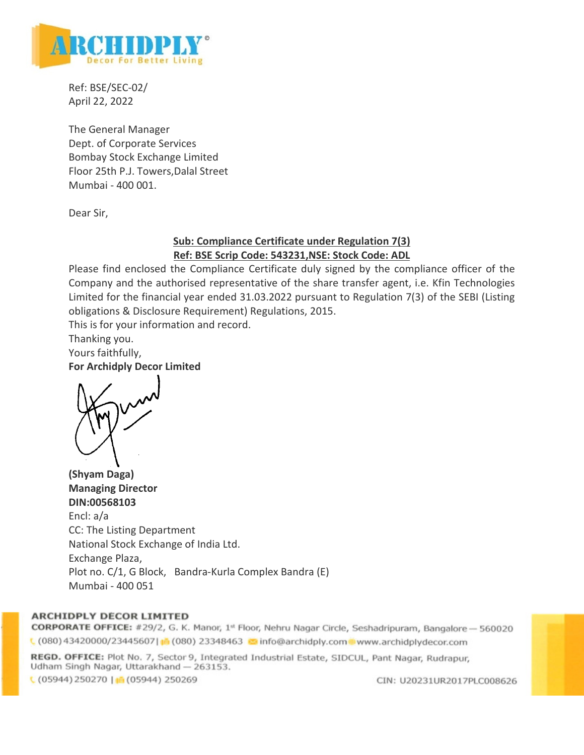Ref: BSE/SEC-02/
April 22, 2022

The General Manager
Dept. of Corporate Services
Bombay Stock Exchange Limited
Floor 25th P.J. Towers,Dalal Street
Mumbai - 400 001.

Dear Sir,

**Sub: Compliance Certificate under Regulation 7(3)**
**Ref: BSE Scrip Code: 543231,NSE: Stock Code: ADL**

Please find enclosed the Compliance Certificate duly signed by the compliance officer of the Company and the authorised representative of the share transfer agent, i.e. Kfin Technologies Limited for the financial year ended 31.03.2022 pursuant to Regulation 7(3) of the SEBI (Listing obligations & Disclosure Requirement) Regulations, 2015.
This is for your information and record.
Thanking you.
Yours faithfully,
**For Archidply Decor Limited**

**(Shyam Daga)**
**Managing Director**
**DIN:00568103**
Encl: a/a
CC: The Listing Department
National Stock Exchange of India Ltd.
Exchange Plaza,
Plot no. C/1, G Block, Bandra-Kurla Complex Bandra (E)
Mumbai - 400 051

**ARCHIDPLY DECOR LIMITED**
**CORPORATE OFFICE:** #29/2, G. K. Manor, 1st Floor, Nehru Nagar Circle, Seshadripuram, Bangalore — 560020
(080) 43420000/23445607 | (080) 23348463 info@archidply.com www.archidplydecor.com
**REGD. OFFICE:** Plot No. 7, Sector 9, Integrated Industrial Estate, SIDCUL, Pant Nagar, Rudrapur, Udham Singh Nagar, Uttarakhand — 263153.
(05944) 250270 | (05944) 250269 CIN: U20231UR2017PLC008626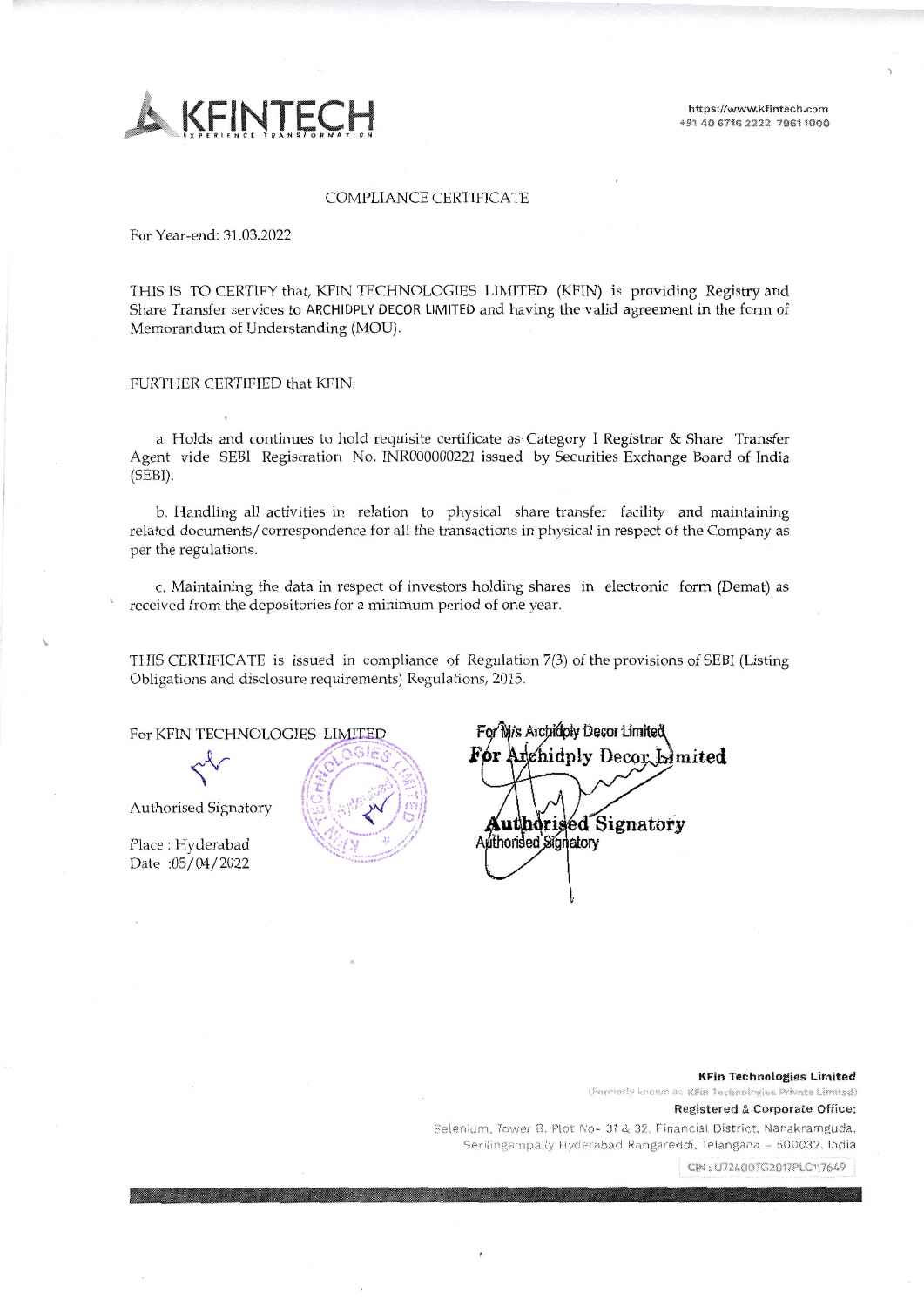KFINTECH

EXPERIENCE TRANSFORMATION

https://www.kfintech.com
+91 40 6716 2222, 7961 1000

COMPLIANCE CERTIFICATE

For Year-end: 31.03.2022

THIS IS TO CERTIFY that, KFIN TECHNOLOGIES LIMITED (KFIN) is providing Registry and Share Transfer services to ARCHIDPLY DECOR LIMITED and having the valid agreement in the form of Memorandum of Understanding (MOU).

FURTHER CERTIFIED that KFIN:

a. Holds and continues to hold requisite certificate as Category I Registrar & Share Transfer Agent vide SEBI Registration No. INR000000221 issued by Securities Exchange Board of India (SEBI).

b. Handling all activities in relation to physical share transfer facility and maintaining related documents/correspondence for all the transactions in physical in respect of the Company as per the regulations.

c. Maintaining the data in respect of investors holding shares in electronic form (Demat) as received from the depositories for a minimum period of one year.

THIS CERTIFICATE is issued in compliance of Regulation 7(3) of the provisions of SEBI (Listing Obligations and disclosure requirements) Regulations, 2015.

For KFIN TECHNOLOGIES LIMITED

Authorised Signatory

Place : Hyderabad
Date :05/04/2022

For M/s Archidply Decor Limited
**For Archidply Decor Limited**

**Authorised Signatory**
Authorised Signatory

**KFin Technologies Limited**
(Formerly known as KFin Technologies Private Limited)
**Registered & Corporate Office:**
Selenium, Tower B, Plot No- 31 & 32, Financial District, Nanakramguda, Serilingampally Hyderabad Rangareddi, Telangana – 500032, India
CIN : U72400TG2017PLC117649